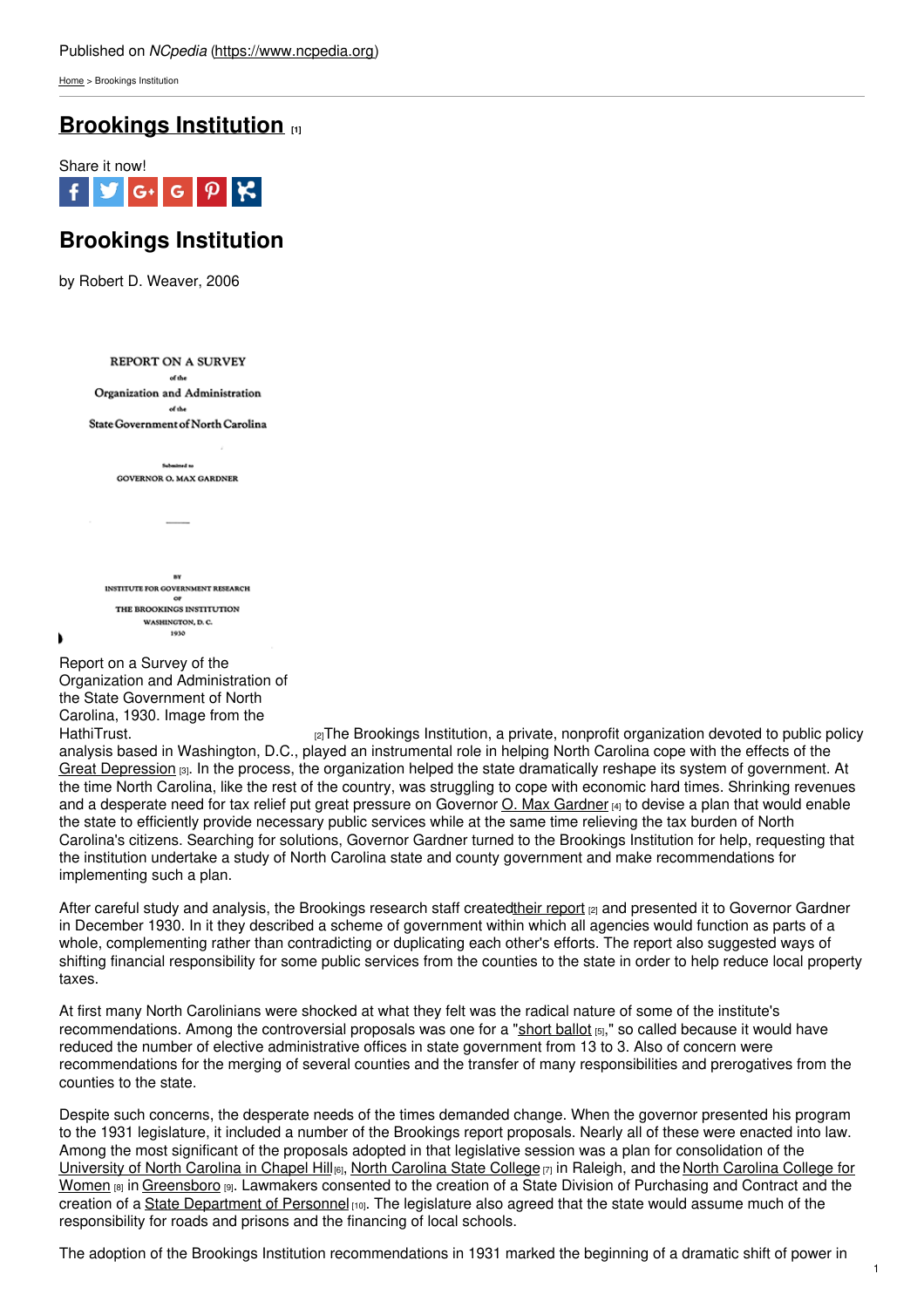Published on *NCpedia* (https://www.ncpedia.org)

Home > Brookings Institution

# Brookings Institution [1]

Share it now!

## Brookings Institution

by Robert D. Weaver, 2006

Report on a Survey of the Organization and Administration of the State Government of North Carolina, 1930. Image from the HathiTrust.

[2]The Brookings Institution, a private, nonprofit organization devoted to public policy analysis based in Washington, D.C., played an instrumental role in helping North Carolina cope with the effects of the Great Depression [3]. In the process, the organization helped the state dramatically reshape its system of government. At the time North Carolina, like the rest of the country, was struggling to cope with economic hard times. Shrinking revenues and a desperate need for tax relief put great pressure on Governor O. Max Gardner [4] to devise a plan that would enable the state to efficiently provide necessary public services while at the same time relieving the tax burden of North Carolina's citizens. Searching for solutions, Governor Gardner turned to the Brookings Institution for help, requesting that the institution undertake a study of North Carolina state and county government and make recommendations for implementing such a plan.

After careful study and analysis, the Brookings research staff createdtheir report [2] and presented it to Governor Gardner in December 1930. In it they described a scheme of government within which all agencies would function as parts of a whole, complementing rather than contradicting or duplicating each other's efforts. The report also suggested ways of shifting financial responsibility for some public services from the counties to the state in order to help reduce local property taxes.

At first many North Carolinians were shocked at what they felt was the radical nature of some of the institute's recommendations. Among the controversial proposals was one for a "short ballot [5]," so called because it would have reduced the number of elective administrative offices in state government from 13 to 3. Also of concern were recommendations for the merging of several counties and the transfer of many responsibilities and prerogatives from the counties to the state.

Despite such concerns, the desperate needs of the times demanded change. When the governor presented his program to the 1931 legislature, it included a number of the Brookings report proposals. Nearly all of these were enacted into law. Among the most significant of the proposals adopted in that legislative session was a plan for consolidation of the University of North Carolina in Chapel Hill[6], North Carolina State College [7] in Raleigh, and the North Carolina College for Women [8] in Greensboro [9]. Lawmakers consented to the creation of a State Division of Purchasing and Contract and the creation of a State Department of Personnel [10]. The legislature also agreed that the state would assume much of the responsibility for roads and prisons and the financing of local schools.

The adoption of the Brookings Institution recommendations in 1931 marked the beginning of a dramatic shift of power in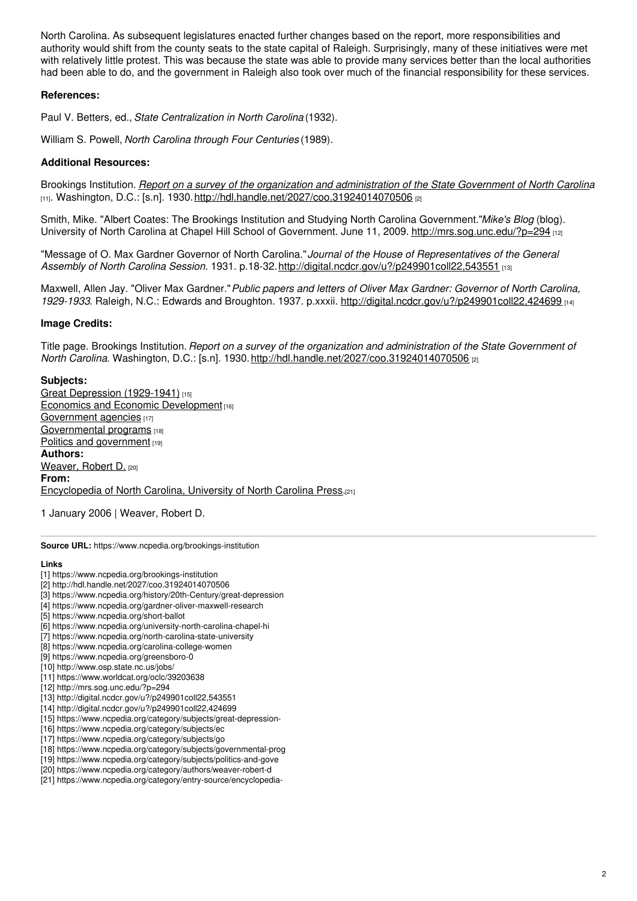North Carolina. As subsequent legislatures enacted further changes based on the report, more responsibilities and authority would shift from the county seats to the state capital of Raleigh. Surprisingly, many of these initiatives were met with relatively little protest. This was because the state was able to provide many services better than the local authorities had been able to do, and the government in Raleigh also took over much of the financial responsibility for these services.

**References:**

Paul V. Betters, ed., *State Centralization in North Carolina* (1932).

William S. Powell, *North Carolina through Four Centuries* (1989).

**Additional Resources:**

Brookings Institution. *Report on a survey of the organization and administration of the State Government of North Carolina* [11]. Washington, D.C.: [s.n]. 1930. http://hdl.handle.net/2027/coo.31924014070506 [2]

Smith, Mike. "Albert Coates: The Brookings Institution and Studying North Carolina Government."*Mike's Blog* (blog). University of North Carolina at Chapel Hill School of Government. June 11, 2009. http://mrs.sog.unc.edu/?p=294 [12]

"Message of O. Max Gardner Governor of North Carolina."*Journal of the House of Representatives of the General Assembly of North Carolina Session*. 1931. p.18-32. http://digital.ncdcr.gov/u?/p249901coll22,543551 [13]

Maxwell, Allen Jay. "Oliver Max Gardner." *Public papers and letters of Oliver Max Gardner: Governor of North Carolina, 1929-1933*. Raleigh, N.C.: Edwards and Broughton. 1937. p.xxxii. http://digital.ncdcr.gov/u?/p249901coll22,424699 [14]

**Image Credits:**

Title page. Brookings Institution. *Report on a survey of the organization and administration of the State Government of North Carolina*. Washington, D.C.: [s.n]. 1930. http://hdl.handle.net/2027/coo.31924014070506 [2]

**Subjects:**
Great Depression (1929-1941) [15]
Economics and Economic Development [16]
Government agencies [17]
Governmental programs [18]
Politics and government [19]
**Authors:**
Weaver, Robert D. [20]
**From:**
Encyclopedia of North Carolina, University of North Carolina Press.[21]

1 January 2006 | Weaver, Robert D.

---

**Source URL:** https://www.ncpedia.org/brookings-institution

**Links**
[1] https://www.ncpedia.org/brookings-institution
[2] http://hdl.handle.net/2027/coo.31924014070506
[3] https://www.ncpedia.org/history/20th-Century/great-depression
[4] https://www.ncpedia.org/gardner-oliver-maxwell-research
[5] https://www.ncpedia.org/short-ballot
[6] https://www.ncpedia.org/university-north-carolina-chapel-hi
[7] https://www.ncpedia.org/north-carolina-state-university
[8] https://www.ncpedia.org/carolina-college-women
[9] https://www.ncpedia.org/greensboro-0
[10] http://www.osp.state.nc.us/jobs/
[11] https://www.worldcat.org/oclc/39203638
[12] http://mrs.sog.unc.edu/?p=294
[13] http://digital.ncdcr.gov/u?/p249901coll22,543551
[14] http://digital.ncdcr.gov/u?/p249901coll22,424699
[15] https://www.ncpedia.org/category/subjects/great-depression-
[16] https://www.ncpedia.org/category/subjects/ec
[17] https://www.ncpedia.org/category/subjects/go
[18] https://www.ncpedia.org/category/subjects/governmental-prog
[19] https://www.ncpedia.org/category/subjects/politics-and-gove
[20] https://www.ncpedia.org/category/authors/weaver-robert-d
[21] https://www.ncpedia.org/category/entry-source/encyclopedia-